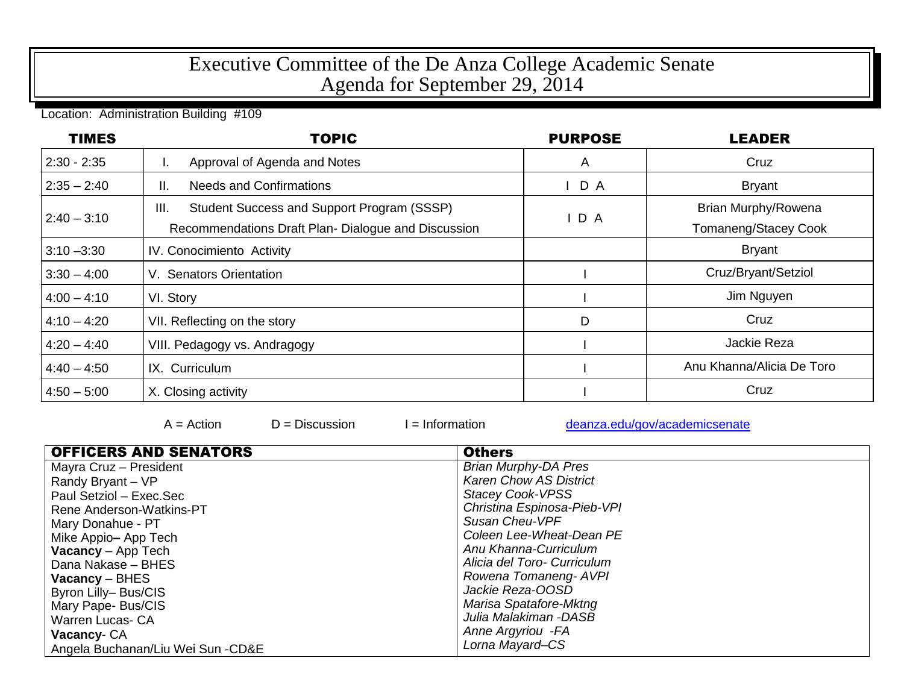# Executive Committee of the De Anza College Academic Senate
# Agenda for September 29, 2014

Location: Administration Building #109

| TIMES | TOPIC | PURPOSE | LEADER |
|---|---|---|---|
| 2:30 - 2:35 | I. Approval of Agenda and Notes | A | Cruz |
| 2:35 – 2:40 | II. Needs and Confirmations | I D A | Bryant |
| 2:40 – 3:10 | III. Student Success and Support Program (SSSP) Recommendations Draft Plan- Dialogue and Discussion | I D A | Brian Murphy/Rowena Tomaneng/Stacey Cook |
| 3:10 –3:30 | IV. Conocimiento Activity | | Bryant |
| 3:30 – 4:00 | V. Senators Orientation | I | Cruz/Bryant/Setziol |
| 4:00 – 4:10 | VI. Story | I | Jim Nguyen |
| 4:10 – 4:20 | VII. Reflecting on the story | D | Cruz |
| 4:20 – 4:40 | VIII. Pedagogy vs. Andragogy | I | Jackie Reza |
| 4:40 – 4:50 | IX. Curriculum | I | Anu Khanna/Alicia De Toro |
| 4:50 – 5:00 | X. Closing activity | I | Cruz |

A = Action D = Discussion I = Information deanza.edu/gov/academicsenate

| OFFICERS AND SENATORS | Others |
|---|---|
| Mayra Cruz – President | *Brian Murphy-DA Pres* |
| Randy Bryant – VP | *Karen Chow AS District* |
| Paul Setziol – Exec.Sec | *Stacey Cook-VPSS* |
| Rene Anderson-Watkins-PT | *Christina Espinosa-Pieb-VPI* |
| Mary Donahue - PT | *Susan Cheu-VPF* |
| Mike Appio– App Tech | *Coleen Lee-Wheat-Dean PE* |
| **Vacancy** – App Tech | *Anu Khanna-Curriculum* |
| Dana Nakase – BHES | *Alicia del Toro- Curriculum* |
| **Vacancy** – BHES | *Rowena Tomaneng- AVPI* |
| Byron Lilly– Bus/CIS | *Jackie Reza-OOSD* |
| Mary Pape- Bus/CIS | *Marisa Spatafore-Mktng* |
| Warren Lucas- CA | *Julia Malakiman -DASB* |
| **Vacancy**- CA | *Anne Argyriou -FA* |
| Angela Buchanan/Liu Wei Sun -CD&E | *Lorna Mayard–CS* |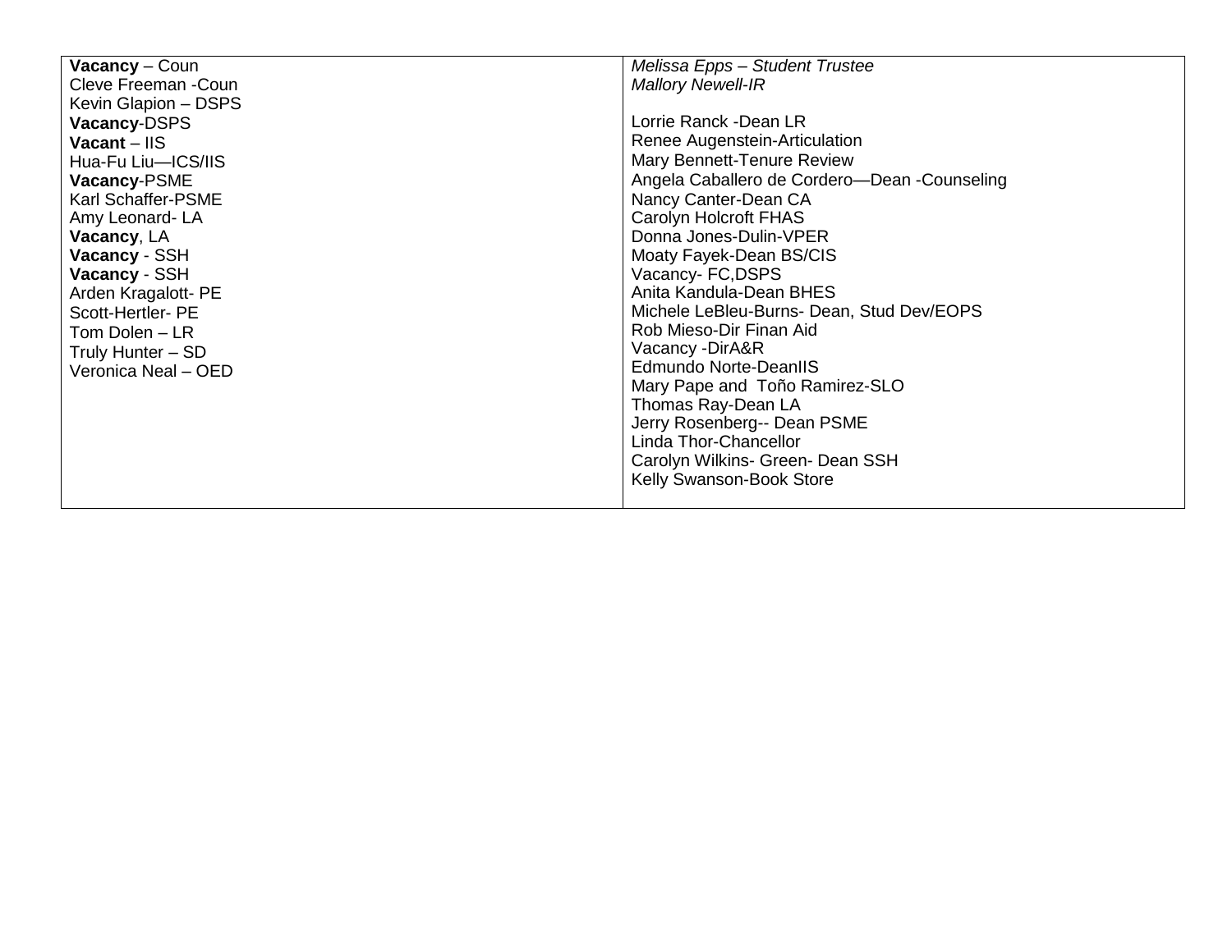| | |
|---|---|
| **Vacancy** – Coun<br>Cleve Freeman -Coun<br>Kevin Glapion – DSPS<br>**Vacancy**-DSPS<br>**Vacant** – IIS<br>Hua-Fu Liu—ICS/IIS<br>**Vacancy**-PSME<br>Karl Schaffer-PSME<br>Amy Leonard- LA<br>**Vacancy**, LA<br>**Vacancy** - SSH<br>**Vacancy** - SSH<br>Arden Kragalott- PE<br>Scott-Hertler- PE<br>Tom Dolen – LR<br>Truly Hunter – SD<br>Veronica Neal – OED | *Melissa Epps – Student Trustee*<br>*Mallory Newell-IR*<br><br>Lorrie Ranck -Dean LR<br>Renee Augenstein-Articulation<br>Mary Bennett-Tenure Review<br>Angela Caballero de Cordero—Dean -Counseling<br>Nancy Canter-Dean CA<br>Carolyn Holcroft FHAS<br>Donna Jones-Dulin-VPER<br>Moaty Fayek-Dean BS/CIS<br>Vacancy- FC,DSPS<br>Anita Kandula-Dean BHES<br>Michele LeBleu-Burns- Dean, Stud Dev/EOPS<br>Rob Mieso-Dir Finan Aid<br>Vacancy -DirA&R<br>Edmundo Norte-DeanIIS<br>Mary Pape and Toño Ramirez-SLO<br>Thomas Ray-Dean LA<br>Jerry Rosenberg-- Dean PSME<br>Linda Thor-Chancellor<br>Carolyn Wilkins- Green- Dean SSH<br>Kelly Swanson-Book Store |